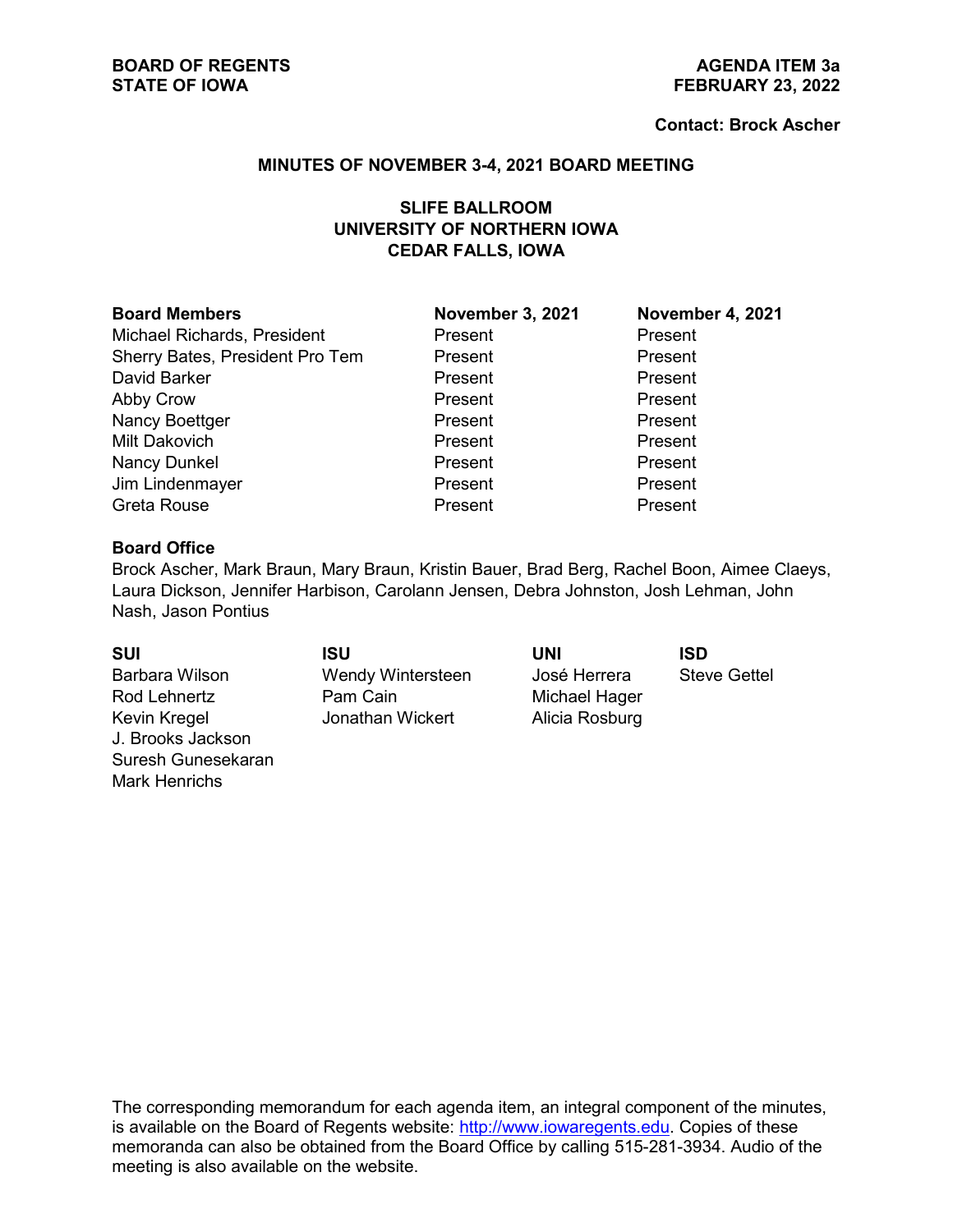**BOARD OF REGENTS**
**STATE OF IOWA**

**AGENDA ITEM 3a**
**FEBRUARY 23, 2022**

**Contact: Brock Ascher**

## MINUTES OF NOVEMBER 3-4, 2021 BOARD MEETING

### SLIFE BALLROOM
### UNIVERSITY OF NORTHERN IOWA
### CEDAR FALLS, IOWA

| Board Members | November 3, 2021 | November 4, 2021 |
| --- | --- | --- |
| Michael Richards, President | Present | Present |
| Sherry Bates, President Pro Tem | Present | Present |
| David Barker | Present | Present |
| Abby Crow | Present | Present |
| Nancy Boettger | Present | Present |
| Milt Dakovich | Present | Present |
| Nancy Dunkel | Present | Present |
| Jim Lindenmayer | Present | Present |
| Greta Rouse | Present | Present |

**Board Office**

Brock Ascher, Mark Braun, Mary Braun, Kristin Bauer, Brad Berg, Rachel Boon, Aimee Claeys, Laura Dickson, Jennifer Harbison, Carolann Jensen, Debra Johnston, Josh Lehman, John Nash, Jason Pontius

| SUI | ISU | UNI | ISD |
| --- | --- | --- | --- |
| Barbara Wilson | Wendy Wintersteen | José Herrera | Steve Gettel |
| Rod Lehnertz | Pam Cain | Michael Hager | |
| Kevin Kregel | Jonathan Wickert | Alicia Rosburg | |
| J. Brooks Jackson | | | |
| Suresh Gunesekaran | | | |
| Mark Henrichs | | | |

The corresponding memorandum for each agenda item, an integral component of the minutes, is available on the Board of Regents website: http://www.iowaregents.edu. Copies of these memoranda can also be obtained from the Board Office by calling 515-281-3934. Audio of the meeting is also available on the website.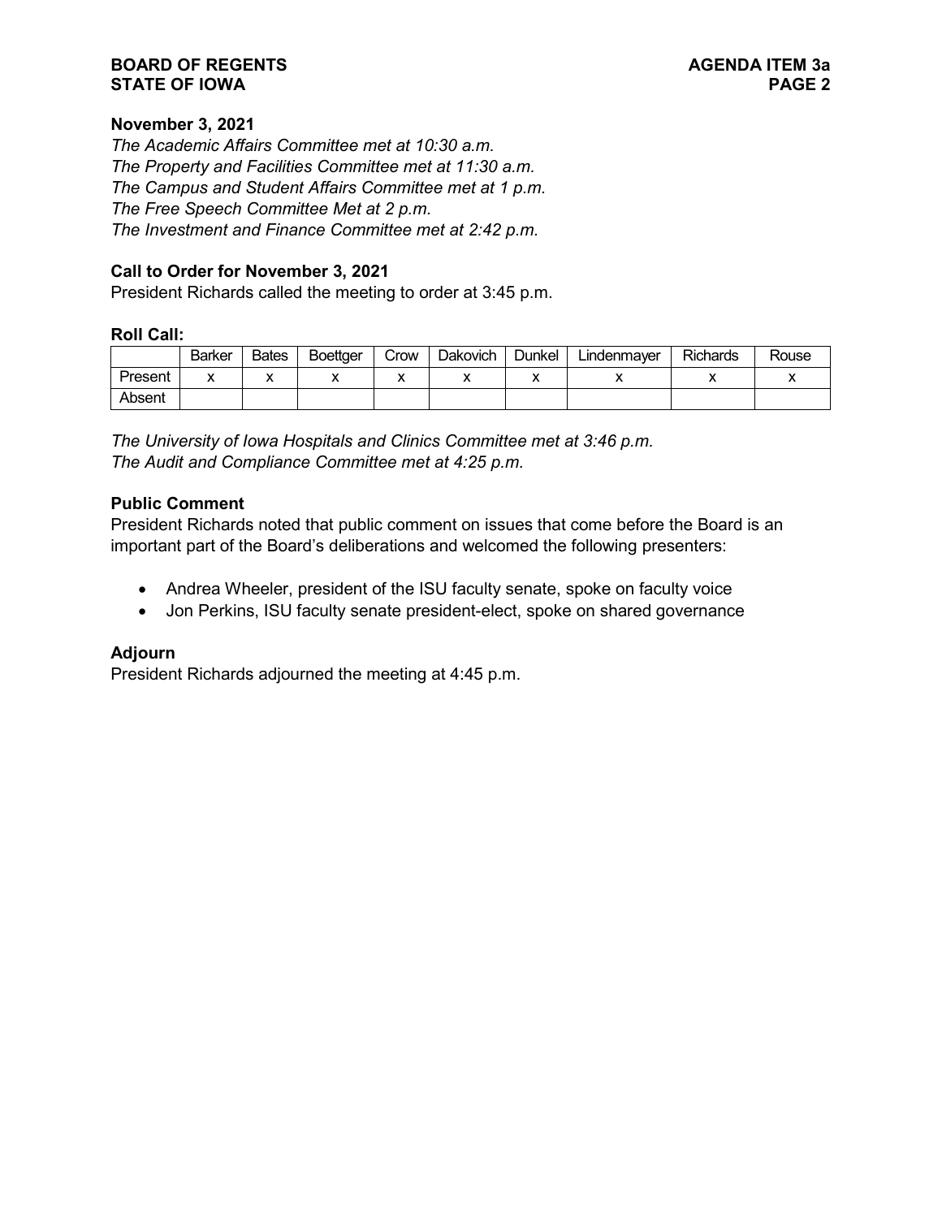**November 3, 2021**

*The Academic Affairs Committee met at 10:30 a.m.*
*The Property and Facilities Committee met at 11:30 a.m.*
*The Campus and Student Affairs Committee met at 1 p.m.*
*The Free Speech Committee Met at 2 p.m.*
*The Investment and Finance Committee met at 2:42 p.m.*

**Call to Order for November 3, 2021**

President Richards called the meeting to order at 3:45 p.m.

**Roll Call:**

| | Barker | Bates | Boettger | Crow | Dakovich | Dunkel | Lindenmayer | Richards | Rouse |
|---|---|---|---|---|---|---|---|---|---|
| Present | x | x | x | x | x | x | x | x | x |
| Absent | | | | | | | | | |

*The University of Iowa Hospitals and Clinics Committee met at 3:46 p.m.*
*The Audit and Compliance Committee met at 4:25 p.m.*

**Public Comment**

President Richards noted that public comment on issues that come before the Board is an important part of the Board's deliberations and welcomed the following presenters:

- Andrea Wheeler, president of the ISU faculty senate, spoke on faculty voice
- Jon Perkins, ISU faculty senate president-elect, spoke on shared governance

**Adjourn**

President Richards adjourned the meeting at 4:45 p.m.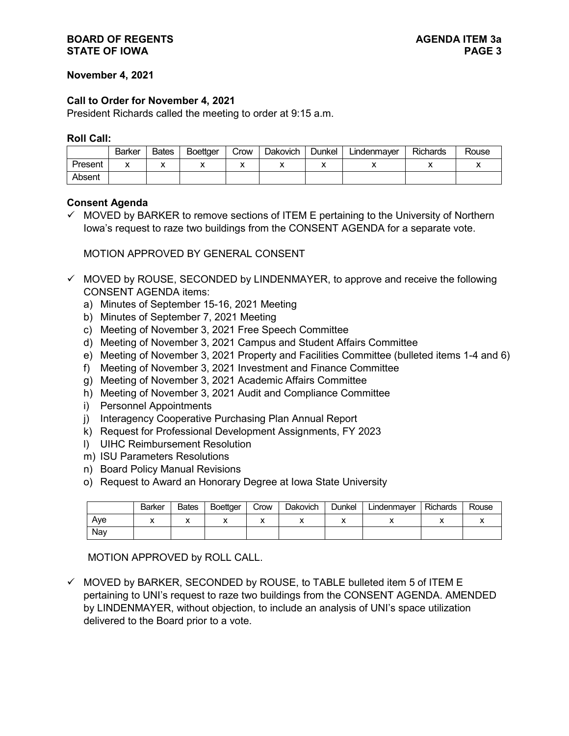**November 4, 2021**

**Call to Order for November 4, 2021**

President Richards called the meeting to order at 9:15 a.m.

**Roll Call:**

| | Barker | Bates | Boettger | Crow | Dakovich | Dunkel | Lindenmayer | Richards | Rouse |
|---|---|---|---|---|---|---|---|---|---|
| Present | x | x | x | x | x | x | x | x | x |
| Absent | | | | | | | | | |

**Consent Agenda**

- ✓ MOVED by BARKER to remove sections of ITEM E pertaining to the University of Northern Iowa's request to raze two buildings from the CONSENT AGENDA for a separate vote.

  MOTION APPROVED BY GENERAL CONSENT

- ✓ MOVED by ROUSE, SECONDED by LINDENMAYER, to approve and receive the following CONSENT AGENDA items:
  a) Minutes of September 15-16, 2021 Meeting
  b) Minutes of September 7, 2021 Meeting
  c) Meeting of November 3, 2021 Free Speech Committee
  d) Meeting of November 3, 2021 Campus and Student Affairs Committee
  e) Meeting of November 3, 2021 Property and Facilities Committee (bulleted items 1-4 and 6)
  f) Meeting of November 3, 2021 Investment and Finance Committee
  g) Meeting of November 3, 2021 Academic Affairs Committee
  h) Meeting of November 3, 2021 Audit and Compliance Committee
  i) Personnel Appointments
  j) Interagency Cooperative Purchasing Plan Annual Report
  k) Request for Professional Development Assignments, FY 2023
  l) UIHC Reimbursement Resolution
  m) ISU Parameters Resolutions
  n) Board Policy Manual Revisions
  o) Request to Award an Honorary Degree at Iowa State University

| | Barker | Bates | Boettger | Crow | Dakovich | Dunkel | Lindenmayer | Richards | Rouse |
|---|---|---|---|---|---|---|---|---|---|
| Aye | x | x | x | x | x | x | x | x | x |
| Nay | | | | | | | | | |

  MOTION APPROVED by ROLL CALL.

- ✓ MOVED by BARKER, SECONDED by ROUSE, to TABLE bulleted item 5 of ITEM E pertaining to UNI's request to raze two buildings from the CONSENT AGENDA. AMENDED by LINDENMAYER, without objection, to include an analysis of UNI's space utilization delivered to the Board prior to a vote.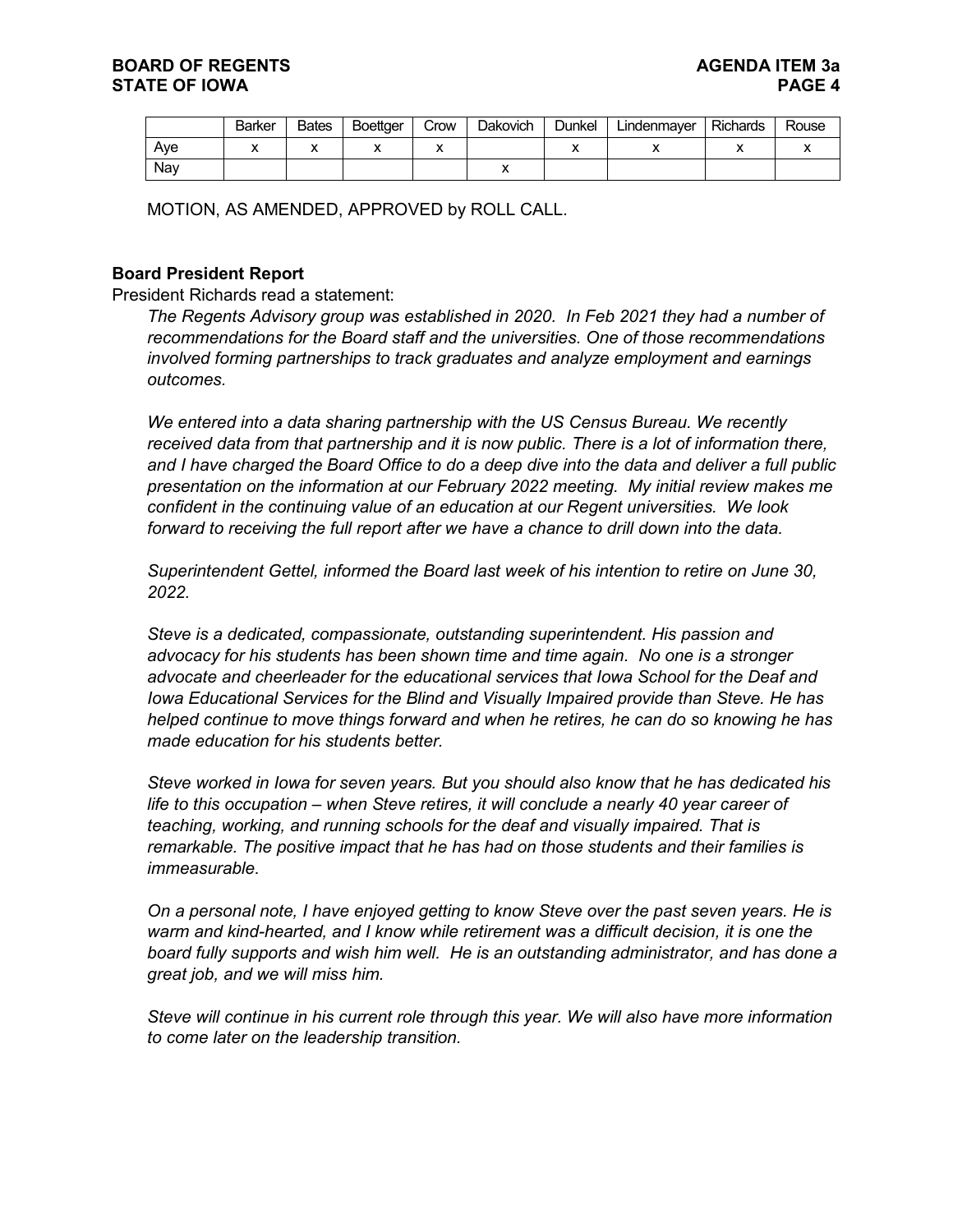| | Barker | Bates | Boettger | Crow | Dakovich | Dunkel | Lindenmayer | Richards | Rouse |
|---|---|---|---|---|---|---|---|---|---|
| Aye | x | x | x | x | | x | x | x | x |
| Nay | | | | | x | | | | |

MOTION, AS AMENDED, APPROVED by ROLL CALL.

**Board President Report**

President Richards read a statement:

*The Regents Advisory group was established in 2020. In Feb 2021 they had a number of recommendations for the Board staff and the universities. One of those recommendations involved forming partnerships to track graduates and analyze employment and earnings outcomes.*

*We entered into a data sharing partnership with the US Census Bureau. We recently received data from that partnership and it is now public. There is a lot of information there, and I have charged the Board Office to do a deep dive into the data and deliver a full public presentation on the information at our February 2022 meeting. My initial review makes me confident in the continuing value of an education at our Regent universities. We look forward to receiving the full report after we have a chance to drill down into the data.*

*Superintendent Gettel, informed the Board last week of his intention to retire on June 30, 2022.*

*Steve is a dedicated, compassionate, outstanding superintendent. His passion and advocacy for his students has been shown time and time again. No one is a stronger advocate and cheerleader for the educational services that Iowa School for the Deaf and Iowa Educational Services for the Blind and Visually Impaired provide than Steve. He has helped continue to move things forward and when he retires, he can do so knowing he has made education for his students better.*

*Steve worked in Iowa for seven years. But you should also know that he has dedicated his life to this occupation – when Steve retires, it will conclude a nearly 40 year career of teaching, working, and running schools for the deaf and visually impaired. That is remarkable. The positive impact that he has had on those students and their families is immeasurable.*

*On a personal note, I have enjoyed getting to know Steve over the past seven years. He is warm and kind-hearted, and I know while retirement was a difficult decision, it is one the board fully supports and wish him well. He is an outstanding administrator, and has done a great job, and we will miss him.*

*Steve will continue in his current role through this year. We will also have more information to come later on the leadership transition.*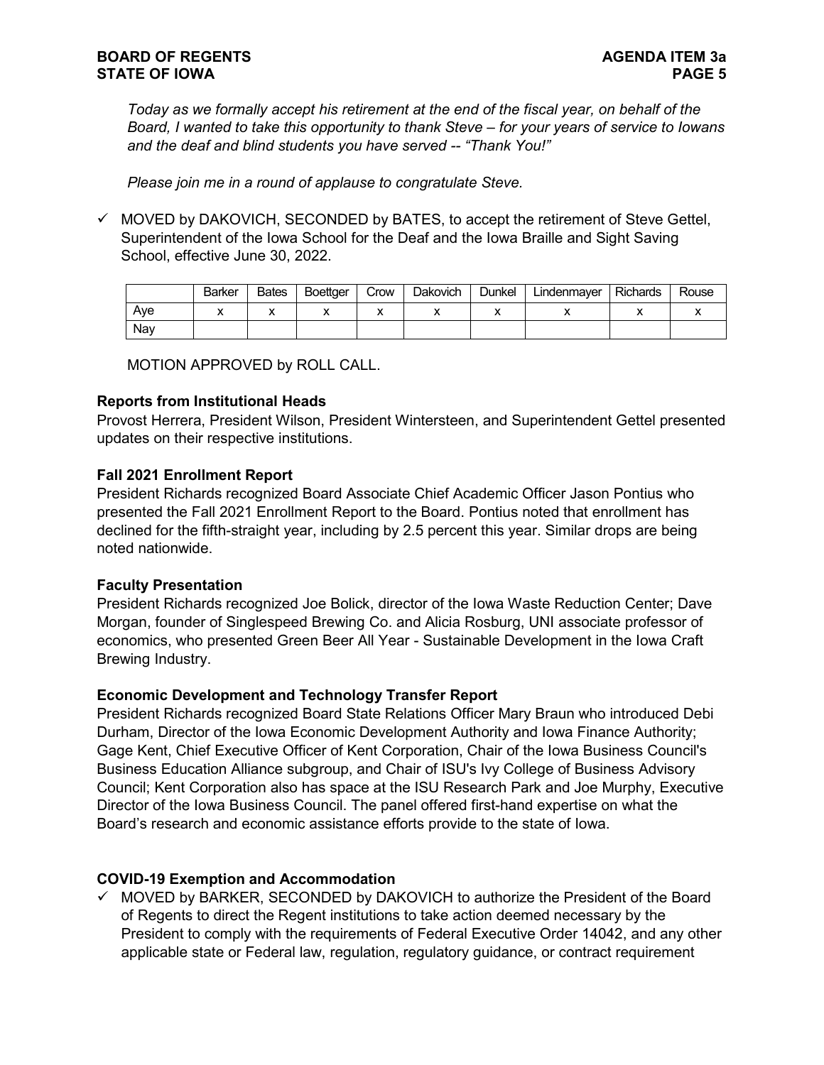*Today as we formally accept his retirement at the end of the fiscal year, on behalf of the Board, I wanted to take this opportunity to thank Steve – for your years of service to Iowans and the deaf and blind students you have served -- "Thank You!"*

*Please join me in a round of applause to congratulate Steve.*

✓ MOVED by DAKOVICH, SECONDED by BATES, to accept the retirement of Steve Gettel, Superintendent of the Iowa School for the Deaf and the Iowa Braille and Sight Saving School, effective June 30, 2022.

| | Barker | Bates | Boettger | Crow | Dakovich | Dunkel | Lindenmayer | Richards | Rouse |
|---|---|---|---|---|---|---|---|---|---|
| Aye | x | x | x | x | x | x | x | x | x |
| Nay | | | | | | | | | |

MOTION APPROVED by ROLL CALL.

**Reports from Institutional Heads**

Provost Herrera, President Wilson, President Wintersteen, and Superintendent Gettel presented updates on their respective institutions.

**Fall 2021 Enrollment Report**

President Richards recognized Board Associate Chief Academic Officer Jason Pontius who presented the Fall 2021 Enrollment Report to the Board. Pontius noted that enrollment has declined for the fifth-straight year, including by 2.5 percent this year. Similar drops are being noted nationwide.

**Faculty Presentation**

President Richards recognized Joe Bolick, director of the Iowa Waste Reduction Center; Dave Morgan, founder of Singlespeed Brewing Co. and Alicia Rosburg, UNI associate professor of economics, who presented Green Beer All Year - Sustainable Development in the Iowa Craft Brewing Industry.

**Economic Development and Technology Transfer Report**

President Richards recognized Board State Relations Officer Mary Braun who introduced Debi Durham, Director of the Iowa Economic Development Authority and Iowa Finance Authority; Gage Kent, Chief Executive Officer of Kent Corporation, Chair of the Iowa Business Council's Business Education Alliance subgroup, and Chair of ISU's Ivy College of Business Advisory Council; Kent Corporation also has space at the ISU Research Park and Joe Murphy, Executive Director of the Iowa Business Council. The panel offered first-hand expertise on what the Board's research and economic assistance efforts provide to the state of Iowa.

**COVID-19 Exemption and Accommodation**

✓ MOVED by BARKER, SECONDED by DAKOVICH to authorize the President of the Board of Regents to direct the Regent institutions to take action deemed necessary by the President to comply with the requirements of Federal Executive Order 14042, and any other applicable state or Federal law, regulation, regulatory guidance, or contract requirement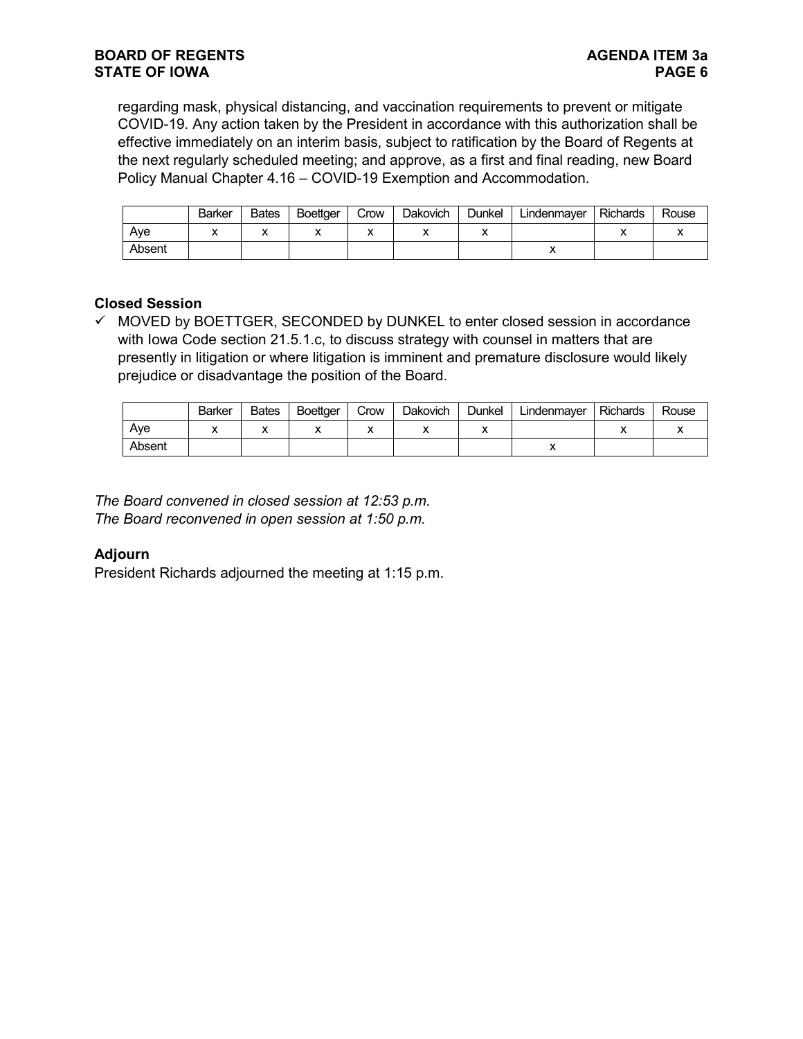regarding mask, physical distancing, and vaccination requirements to prevent or mitigate COVID-19. Any action taken by the President in accordance with this authorization shall be effective immediately on an interim basis, subject to ratification by the Board of Regents at the next regularly scheduled meeting; and approve, as a first and final reading, new Board Policy Manual Chapter 4.16 – COVID-19 Exemption and Accommodation.

| | Barker | Bates | Boettger | Crow | Dakovich | Dunkel | Lindenmayer | Richards | Rouse |
|---|---|---|---|---|---|---|---|---|---|
| Aye | x | x | x | x | x | x | | x | x |
| Absent | | | | | | | x | | |

**Closed Session**

✓ MOVED by BOETTGER, SECONDED by DUNKEL to enter closed session in accordance with Iowa Code section 21.5.1.c, to discuss strategy with counsel in matters that are presently in litigation or where litigation is imminent and premature disclosure would likely prejudice or disadvantage the position of the Board.

| | Barker | Bates | Boettger | Crow | Dakovich | Dunkel | Lindenmayer | Richards | Rouse |
|---|---|---|---|---|---|---|---|---|---|
| Aye | x | x | x | x | x | x | | x | x |
| Absent | | | | | | | x | | |

*The Board convened in closed session at 12:53 p.m.*
*The Board reconvened in open session at 1:50 p.m.*

**Adjourn**

President Richards adjourned the meeting at 1:15 p.m.